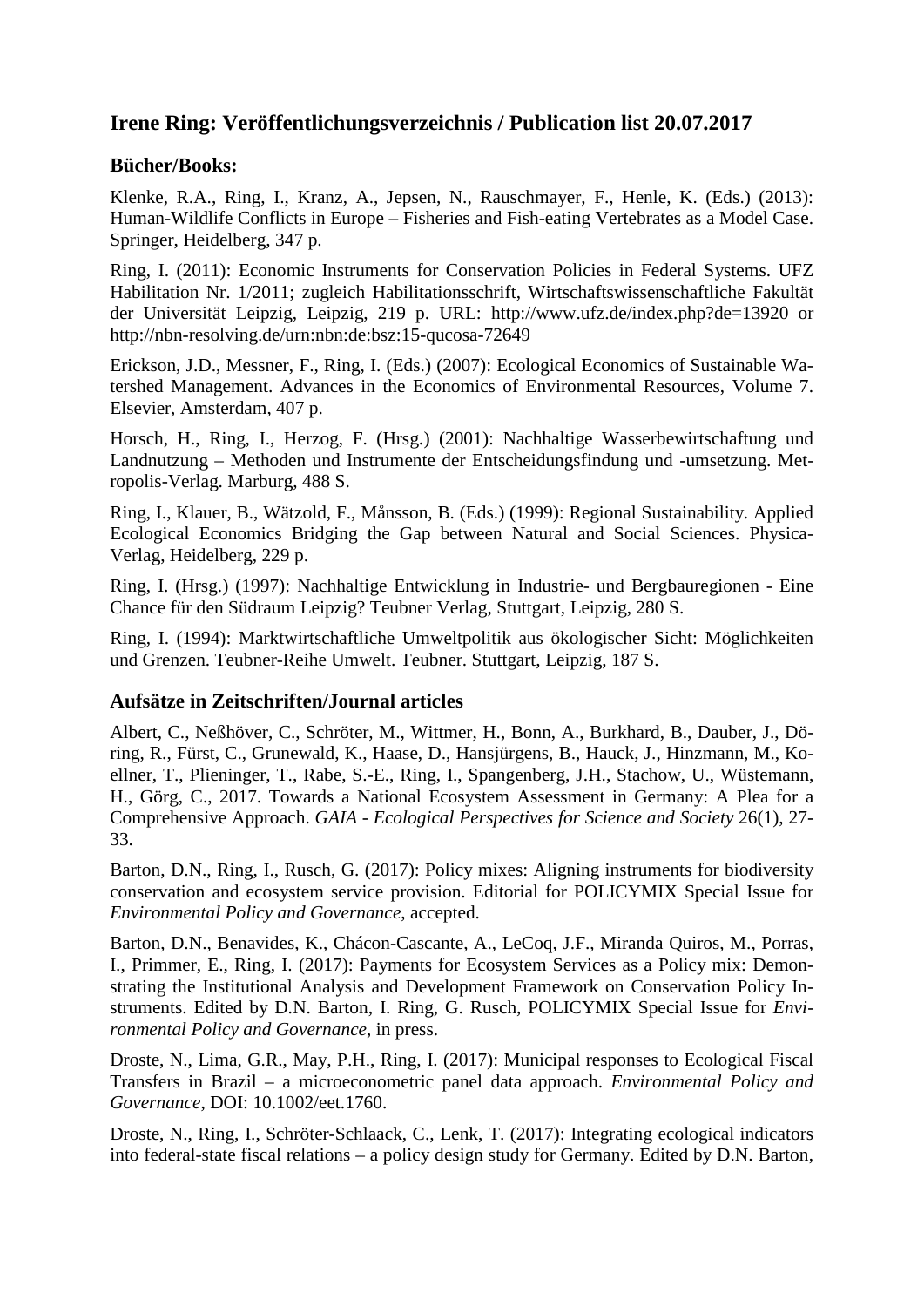# Irene Ring: Veröffentlichungsverzeichnis / Publication list 20.07.2017

## Bücher/Books:

Klenke, R.A., Ring, I., Kranz, A., Jepsen, N., Rauschmayer, F., Henle, K. (Eds.) (2013): Human-Wildlife Conflicts in Europe – Fisheries and Fish-eating Vertebrates as a Model Case. Springer, Heidelberg, 347 p.

Ring, I. (2011): Economic Instruments for Conservation Policies in Federal Systems. UFZ Habilitation Nr. 1/2011; zugleich Habilitationsschrift, Wirtschaftswissenschaftliche Fakultät der Universität Leipzig, Leipzig, 219 p. URL: http://www.ufz.de/index.php?de=13920 or http://nbn-resolving.de/urn:nbn:de:bsz:15-qucosa-72649

Erickson, J.D., Messner, F., Ring, I. (Eds.) (2007): Ecological Economics of Sustainable Watershed Management. Advances in the Economics of Environmental Resources, Volume 7. Elsevier, Amsterdam, 407 p.

Horsch, H., Ring, I., Herzog, F. (Hrsg.) (2001): Nachhaltige Wasserbewirtschaftung und Landnutzung – Methoden und Instrumente der Entscheidungsfindung und -umsetzung. Metropolis-Verlag. Marburg, 488 S.

Ring, I., Klauer, B., Wätzold, F., Månsson, B. (Eds.) (1999): Regional Sustainability. Applied Ecological Economics Bridging the Gap between Natural and Social Sciences. Physica-Verlag, Heidelberg, 229 p.

Ring, I. (Hrsg.) (1997): Nachhaltige Entwicklung in Industrie- und Bergbauregionen - Eine Chance für den Südraum Leipzig? Teubner Verlag, Stuttgart, Leipzig, 280 S.

Ring, I. (1994): Marktwirtschaftliche Umweltpolitik aus ökologischer Sicht: Möglichkeiten und Grenzen. Teubner-Reihe Umwelt. Teubner. Stuttgart, Leipzig, 187 S.

## Aufsätze in Zeitschriften/Journal articles

Albert, C., Neßhöver, C., Schröter, M., Wittmer, H., Bonn, A., Burkhard, B., Dauber, J., Döring, R., Fürst, C., Grunewald, K., Haase, D., Hansjürgens, B., Hauck, J., Hinzmann, M., Koellner, T., Plieninger, T., Rabe, S.-E., Ring, I., Spangenberg, J.H., Stachow, U., Wüstemann, H., Görg, C., 2017. Towards a National Ecosystem Assessment in Germany: A Plea for a Comprehensive Approach. *GAIA - Ecological Perspectives for Science and Society* 26(1), 27-33.

Barton, D.N., Ring, I., Rusch, G. (2017): Policy mixes: Aligning instruments for biodiversity conservation and ecosystem service provision. Editorial for POLICYMIX Special Issue for *Environmental Policy and Governance*, accepted.

Barton, D.N., Benavides, K., Chácon-Cascante, A., LeCoq, J.F., Miranda Quiros, M., Porras, I., Primmer, E., Ring, I. (2017): Payments for Ecosystem Services as a Policy mix: Demonstrating the Institutional Analysis and Development Framework on Conservation Policy Instruments. Edited by D.N. Barton, I. Ring, G. Rusch, POLICYMIX Special Issue for *Environmental Policy and Governance*, in press.

Droste, N., Lima, G.R., May, P.H., Ring, I. (2017): Municipal responses to Ecological Fiscal Transfers in Brazil – a microeconometric panel data approach. *Environmental Policy and Governance*, DOI: 10.1002/eet.1760.

Droste, N., Ring, I., Schröter-Schlaack, C., Lenk, T. (2017): Integrating ecological indicators into federal-state fiscal relations – a policy design study for Germany. Edited by D.N. Barton,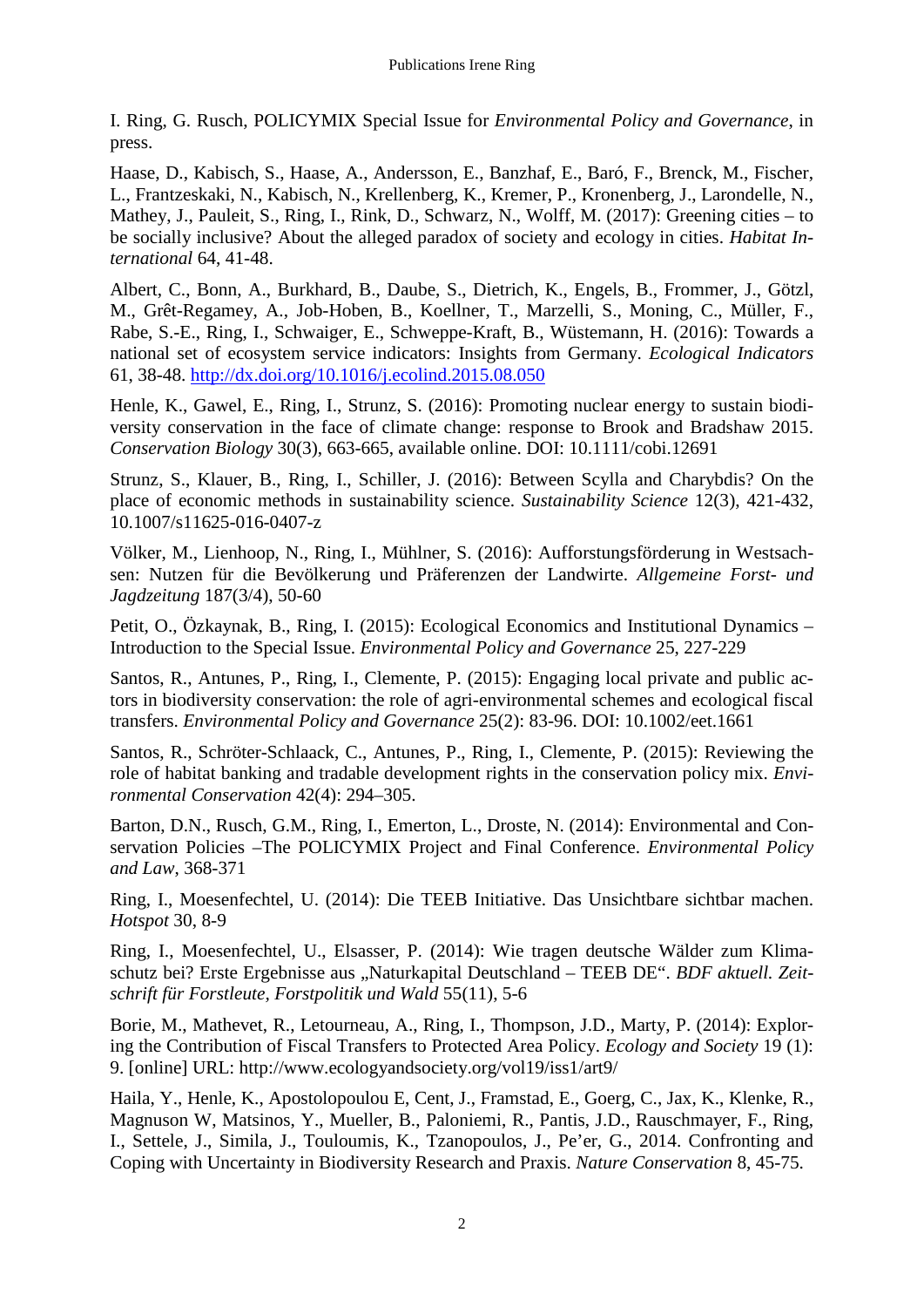I. Ring, G. Rusch, POLICYMIX Special Issue for *Environmental Policy and Governance*, in press.

Haase, D., Kabisch, S., Haase, A., Andersson, E., Banzhaf, E., Baró, F., Brenck, M., Fischer, L., Frantzeskaki, N., Kabisch, N., Krellenberg, K., Kremer, P., Kronenberg, J., Larondelle, N., Mathey, J., Pauleit, S., Ring, I., Rink, D., Schwarz, N., Wolff, M. (2017): Greening cities – to be socially inclusive? About the alleged paradox of society and ecology in cities. *Habitat International* 64, 41-48.

Albert, C., Bonn, A., Burkhard, B., Daube, S., Dietrich, K., Engels, B., Frommer, J., Götzl, M., Grêt-Regamey, A., Job-Hoben, B., Koellner, T., Marzelli, S., Moning, C., Müller, F., Rabe, S.-E., Ring, I., Schwaiger, E., Schweppe-Kraft, B., Wüstemann, H. (2016): Towards a national set of ecosystem service indicators: Insights from Germany. *Ecological Indicators* 61, 38-48. http://dx.doi.org/10.1016/j.ecolind.2015.08.050

Henle, K., Gawel, E., Ring, I., Strunz, S. (2016): Promoting nuclear energy to sustain biodiversity conservation in the face of climate change: response to Brook and Bradshaw 2015. *Conservation Biology* 30(3), 663-665, available online. DOI: 10.1111/cobi.12691

Strunz, S., Klauer, B., Ring, I., Schiller, J. (2016): Between Scylla and Charybdis? On the place of economic methods in sustainability science. *Sustainability Science* 12(3), 421-432, 10.1007/s11625-016-0407-z

Völker, M., Lienhoop, N., Ring, I., Mühlner, S. (2016): Aufforstungsförderung in Westsachsen: Nutzen für die Bevölkerung und Präferenzen der Landwirte. *Allgemeine Forst- und Jagdzeitung* 187(3/4), 50-60

Petit, O., Özkaynak, B., Ring, I. (2015): Ecological Economics and Institutional Dynamics – Introduction to the Special Issue. *Environmental Policy and Governance* 25, 227-229

Santos, R., Antunes, P., Ring, I., Clemente, P. (2015): Engaging local private and public actors in biodiversity conservation: the role of agri-environmental schemes and ecological fiscal transfers. *Environmental Policy and Governance* 25(2): 83-96. DOI: 10.1002/eet.1661

Santos, R., Schröter-Schlaack, C., Antunes, P., Ring, I., Clemente, P. (2015): Reviewing the role of habitat banking and tradable development rights in the conservation policy mix. *Environmental Conservation* 42(4): 294–305.

Barton, D.N., Rusch, G.M., Ring, I., Emerton, L., Droste, N. (2014): Environmental and Conservation Policies –The POLICYMIX Project and Final Conference. *Environmental Policy and Law*, 368-371

Ring, I., Moesenfechtel, U. (2014): Die TEEB Initiative. Das Unsichtbare sichtbar machen. *Hotspot* 30, 8-9

Ring, I., Moesenfechtel, U., Elsasser, P. (2014): Wie tragen deutsche Wälder zum Klimaschutz bei? Erste Ergebnisse aus „Naturkapital Deutschland – TEEB DE". *BDF aktuell. Zeitschrift für Forstleute, Forstpolitik und Wald* 55(11), 5-6

Borie, M., Mathevet, R., Letourneau, A., Ring, I., Thompson, J.D., Marty, P. (2014): Exploring the Contribution of Fiscal Transfers to Protected Area Policy. *Ecology and Society* 19 (1): 9. [online] URL: http://www.ecologyandsociety.org/vol19/iss1/art9/

Haila, Y., Henle, K., Apostolopoulou E, Cent, J., Framstad, E., Goerg, C., Jax, K., Klenke, R., Magnuson W, Matsinos, Y., Mueller, B., Paloniemi, R., Pantis, J.D., Rauschmayer, F., Ring, I., Settele, J., Simila, J., Touloumis, K., Tzanopoulos, J., Pe'er, G., 2014. Confronting and Coping with Uncertainty in Biodiversity Research and Praxis. *Nature Conservation* 8, 45-75.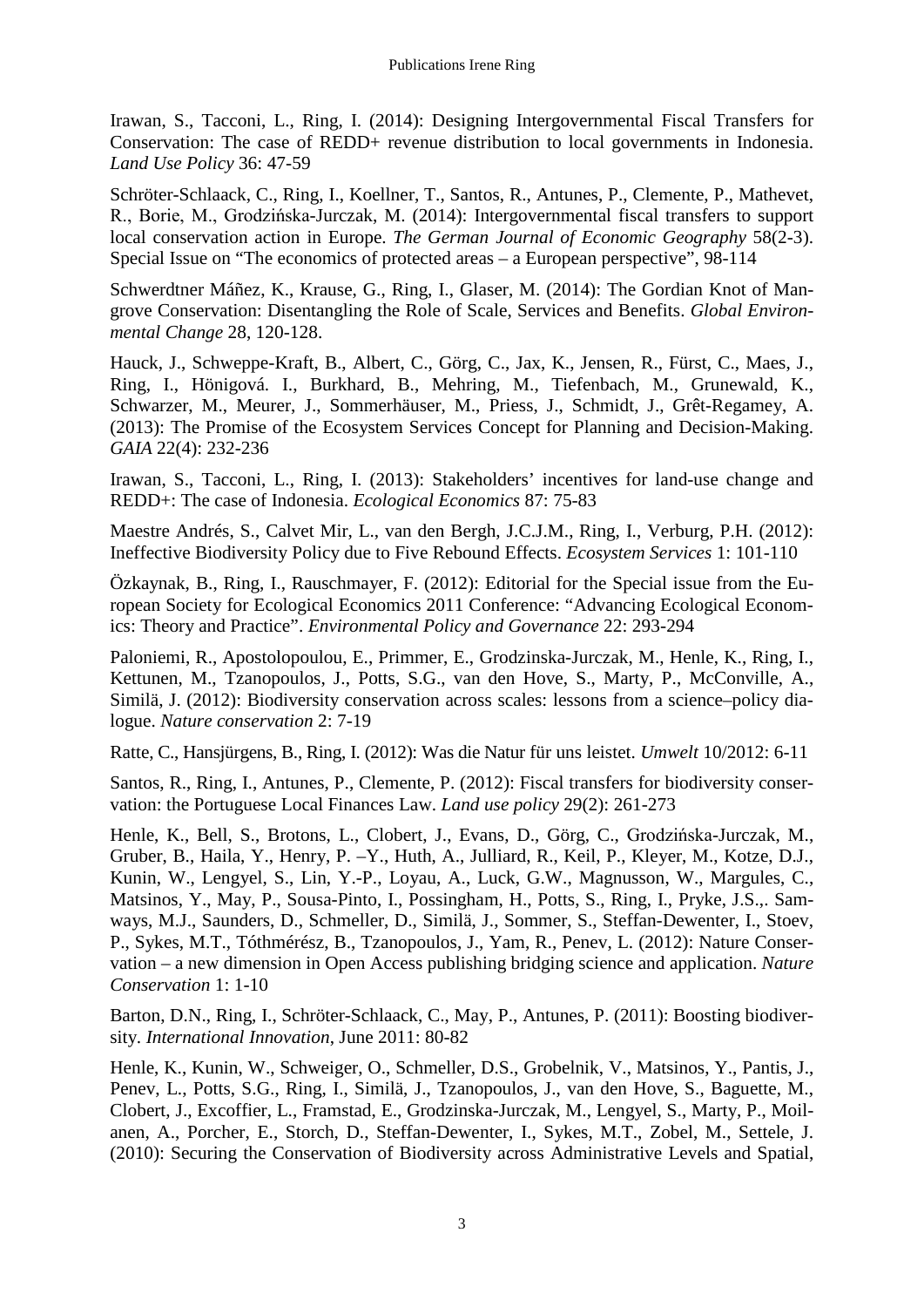Irawan, S., Tacconi, L., Ring, I. (2014): Designing Intergovernmental Fiscal Transfers for Conservation: The case of REDD+ revenue distribution to local governments in Indonesia. *Land Use Policy* 36: 47-59

Schröter-Schlaack, C., Ring, I., Koellner, T., Santos, R., Antunes, P., Clemente, P., Mathevet, R., Borie, M., Grodzińska-Jurczak, M. (2014): Intergovernmental fiscal transfers to support local conservation action in Europe. *The German Journal of Economic Geography* 58(2-3). Special Issue on "The economics of protected areas – a European perspective", 98-114

Schwerdtner Máñez, K., Krause, G., Ring, I., Glaser, M. (2014): The Gordian Knot of Mangrove Conservation: Disentangling the Role of Scale, Services and Benefits. *Global Environmental Change* 28, 120-128.

Hauck, J., Schweppe-Kraft, B., Albert, C., Görg, C., Jax, K., Jensen, R., Fürst, C., Maes, J., Ring, I., Hönigová. I., Burkhard, B., Mehring, M., Tiefenbach, M., Grunewald, K., Schwarzer, M., Meurer, J., Sommerhäuser, M., Priess, J., Schmidt, J., Grêt-Regamey, A. (2013): The Promise of the Ecosystem Services Concept for Planning and Decision-Making. *GAIA* 22(4): 232-236

Irawan, S., Tacconi, L., Ring, I. (2013): Stakeholders' incentives for land-use change and REDD+: The case of Indonesia. *Ecological Economics* 87: 75-83

Maestre Andrés, S., Calvet Mir, L., van den Bergh, J.C.J.M., Ring, I., Verburg, P.H. (2012): Ineffective Biodiversity Policy due to Five Rebound Effects. *Ecosystem Services* 1: 101-110

Özkaynak, B., Ring, I., Rauschmayer, F. (2012): Editorial for the Special issue from the European Society for Ecological Economics 2011 Conference: "Advancing Ecological Economics: Theory and Practice". *Environmental Policy and Governance* 22: 293-294

Paloniemi, R., Apostolopoulou, E., Primmer, E., Grodzinska-Jurczak, M., Henle, K., Ring, I., Kettunen, M., Tzanopoulos, J., Potts, S.G., van den Hove, S., Marty, P., McConville, A., Similä, J. (2012): Biodiversity conservation across scales: lessons from a science–policy dialogue. *Nature conservation* 2: 7-19

Ratte, C., Hansjürgens, B., Ring, I. (2012): Was die Natur für uns leistet. *Umwelt* 10/2012: 6-11

Santos, R., Ring, I., Antunes, P., Clemente, P. (2012): Fiscal transfers for biodiversity conservation: the Portuguese Local Finances Law. *Land use policy* 29(2): 261-273

Henle, K., Bell, S., Brotons, L., Clobert, J., Evans, D., Görg, C., Grodzińska-Jurczak, M., Gruber, B., Haila, Y., Henry, P. –Y., Huth, A., Julliard, R., Keil, P., Kleyer, M., Kotze, D.J., Kunin, W., Lengyel, S., Lin, Y.-P., Loyau, A., Luck, G.W., Magnusson, W., Margules, C., Matsinos, Y., May, P., Sousa-Pinto, I., Possingham, H., Potts, S., Ring, I., Pryke, J.S.,. Samways, M.J., Saunders, D., Schmeller, D., Similä, J., Sommer, S., Steffan-Dewenter, I., Stoev, P., Sykes, M.T., Tóthmérész, B., Tzanopoulos, J., Yam, R., Penev, L. (2012): Nature Conservation – a new dimension in Open Access publishing bridging science and application. *Nature Conservation* 1: 1-10

Barton, D.N., Ring, I., Schröter-Schlaack, C., May, P., Antunes, P. (2011): Boosting biodiversity. *International Innovation*, June 2011: 80-82

Henle, K., Kunin, W., Schweiger, O., Schmeller, D.S., Grobelnik, V., Matsinos, Y., Pantis, J., Penev, L., Potts, S.G., Ring, I., Similä, J., Tzanopoulos, J., van den Hove, S., Baguette, M., Clobert, J., Excoffier, L., Framstad, E., Grodzinska-Jurczak, M., Lengyel, S., Marty, P., Moilanen, A., Porcher, E., Storch, D., Steffan-Dewenter, I., Sykes, M.T., Zobel, M., Settele, J. (2010): Securing the Conservation of Biodiversity across Administrative Levels and Spatial,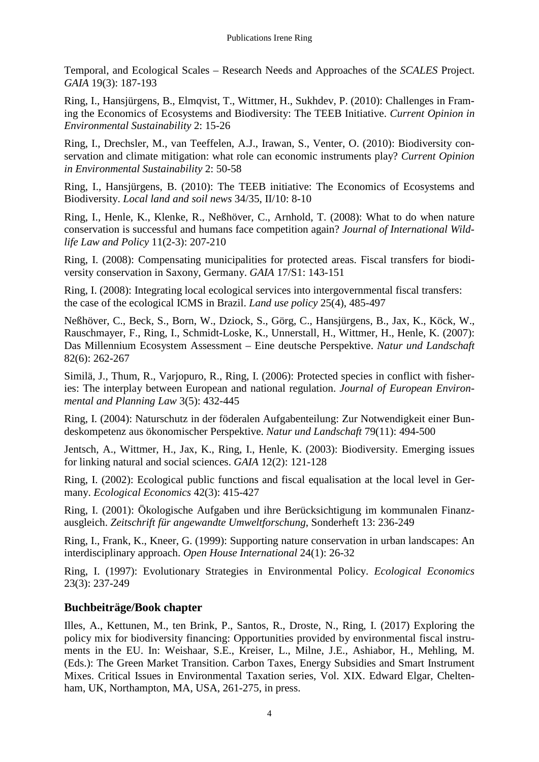Temporal, and Ecological Scales – Research Needs and Approaches of the *SCALES* Project. *GAIA* 19(3): 187-193

Ring, I., Hansjürgens, B., Elmqvist, T., Wittmer, H., Sukhdev, P. (2010): Challenges in Framing the Economics of Ecosystems and Biodiversity: The TEEB Initiative. *Current Opinion in Environmental Sustainability* 2: 15-26

Ring, I., Drechsler, M., van Teeffelen, A.J., Irawan, S., Venter, O. (2010): Biodiversity conservation and climate mitigation: what role can economic instruments play? *Current Opinion in Environmental Sustainability* 2: 50-58

Ring, I., Hansjürgens, B. (2010): The TEEB initiative: The Economics of Ecosystems and Biodiversity. *Local land and soil news* 34/35, II/10: 8-10

Ring, I., Henle, K., Klenke, R., Neßhöver, C., Arnhold, T. (2008): What to do when nature conservation is successful and humans face competition again? *Journal of International Wildlife Law and Policy* 11(2-3): 207-210

Ring, I. (2008): Compensating municipalities for protected areas. Fiscal transfers for biodiversity conservation in Saxony, Germany. *GAIA* 17/S1: 143-151

Ring, I. (2008): Integrating local ecological services into intergovernmental fiscal transfers: the case of the ecological ICMS in Brazil. *Land use policy* 25(4), 485-497

Neßhöver, C., Beck, S., Born, W., Dziock, S., Görg, C., Hansjürgens, B., Jax, K., Köck, W., Rauschmayer, F., Ring, I., Schmidt-Loske, K., Unnerstall, H., Wittmer, H., Henle, K. (2007): Das Millennium Ecosystem Assessment – Eine deutsche Perspektive. *Natur und Landschaft* 82(6): 262-267

Similä, J., Thum, R., Varjopuro, R., Ring, I. (2006): Protected species in conflict with fisheries: The interplay between European and national regulation. *Journal of European Environmental and Planning Law* 3(5): 432-445

Ring, I. (2004): Naturschutz in der föderalen Aufgabenteilung: Zur Notwendigkeit einer Bundeskompetenz aus ökonomischer Perspektive. *Natur und Landschaft* 79(11): 494-500

Jentsch, A., Wittmer, H., Jax, K., Ring, I., Henle, K. (2003): Biodiversity. Emerging issues for linking natural and social sciences. *GAIA* 12(2): 121-128

Ring, I. (2002): Ecological public functions and fiscal equalisation at the local level in Germany. *Ecological Economics* 42(3): 415-427

Ring, I. (2001): Ökologische Aufgaben und ihre Berücksichtigung im kommunalen Finanzausgleich. *Zeitschrift für angewandte Umweltforschung*, Sonderheft 13: 236-249

Ring, I., Frank, K., Kneer, G. (1999): Supporting nature conservation in urban landscapes: An interdisciplinary approach. *Open House International* 24(1): 26-32

Ring, I. (1997): Evolutionary Strategies in Environmental Policy. *Ecological Economics* 23(3): 237-249

## Buchbeiträge/Book chapter

Illes, A., Kettunen, M., ten Brink, P., Santos, R., Droste, N., Ring, I. (2017) Exploring the policy mix for biodiversity financing: Opportunities provided by environmental fiscal instruments in the EU. In: Weishaar, S.E., Kreiser, L., Milne, J.E., Ashiabor, H., Mehling, M. (Eds.): The Green Market Transition. Carbon Taxes, Energy Subsidies and Smart Instrument Mixes. Critical Issues in Environmental Taxation series, Vol. XIX. Edward Elgar, Cheltenham, UK, Northampton, MA, USA, 261-275, in press.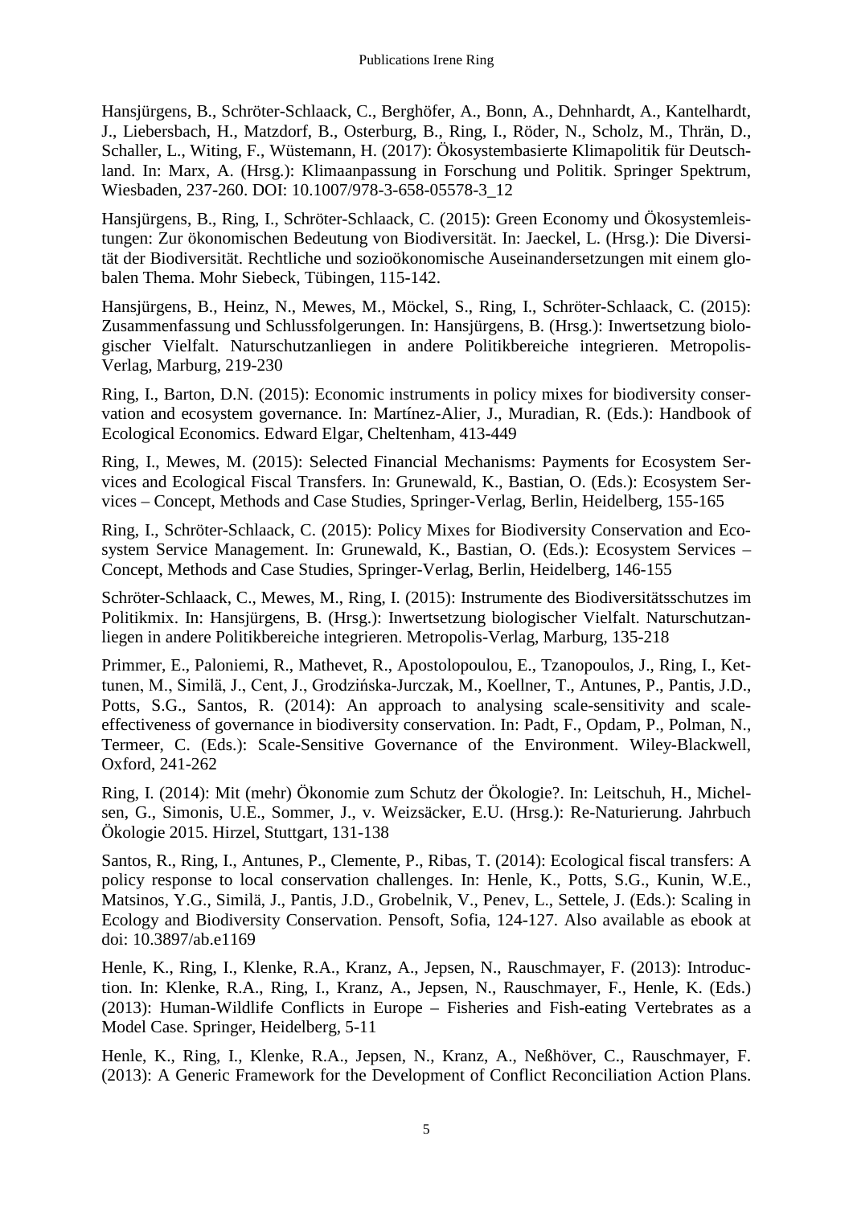Hansjürgens, B., Schröter-Schlaack, C., Berghöfer, A., Bonn, A., Dehnhardt, A., Kantelhardt, J., Liebersbach, H., Matzdorf, B., Osterburg, B., Ring, I., Röder, N., Scholz, M., Thrän, D., Schaller, L., Witing, F., Wüstemann, H. (2017): Ökosystembasierte Klimapolitik für Deutschland. In: Marx, A. (Hrsg.): Klimaanpassung in Forschung und Politik. Springer Spektrum, Wiesbaden, 237-260. DOI: 10.1007/978-3-658-05578-3_12

Hansjürgens, B., Ring, I., Schröter-Schlaack, C. (2015): Green Economy und Ökosystemleistungen: Zur ökonomischen Bedeutung von Biodiversität. In: Jaeckel, L. (Hrsg.): Die Diversität der Biodiversität. Rechtliche und sozioökonomische Auseinandersetzungen mit einem globalen Thema. Mohr Siebeck, Tübingen, 115-142.

Hansjürgens, B., Heinz, N., Mewes, M., Möckel, S., Ring, I., Schröter-Schlaack, C. (2015): Zusammenfassung und Schlussfolgerungen. In: Hansjürgens, B. (Hrsg.): Inwertsetzung biologischer Vielfalt. Naturschutzanliegen in andere Politikbereiche integrieren. Metropolis-Verlag, Marburg, 219-230

Ring, I., Barton, D.N. (2015): Economic instruments in policy mixes for biodiversity conservation and ecosystem governance. In: Martínez-Alier, J., Muradian, R. (Eds.): Handbook of Ecological Economics. Edward Elgar, Cheltenham, 413-449

Ring, I., Mewes, M. (2015): Selected Financial Mechanisms: Payments for Ecosystem Services and Ecological Fiscal Transfers. In: Grunewald, K., Bastian, O. (Eds.): Ecosystem Services – Concept, Methods and Case Studies, Springer-Verlag, Berlin, Heidelberg, 155-165

Ring, I., Schröter-Schlaack, C. (2015): Policy Mixes for Biodiversity Conservation and Ecosystem Service Management. In: Grunewald, K., Bastian, O. (Eds.): Ecosystem Services – Concept, Methods and Case Studies, Springer-Verlag, Berlin, Heidelberg, 146-155

Schröter-Schlaack, C., Mewes, M., Ring, I. (2015): Instrumente des Biodiversitätsschutzes im Politikmix. In: Hansjürgens, B. (Hrsg.): Inwertsetzung biologischer Vielfalt. Naturschutzanliegen in andere Politikbereiche integrieren. Metropolis-Verlag, Marburg, 135-218

Primmer, E., Paloniemi, R., Mathevet, R., Apostolopoulou, E., Tzanopoulos, J., Ring, I., Kettunen, M., Similä, J., Cent, J., Grodzińska-Jurczak, M., Koellner, T., Antunes, P., Pantis, J.D., Potts, S.G., Santos, R. (2014): An approach to analysing scale-sensitivity and scale-effectiveness of governance in biodiversity conservation. In: Padt, F., Opdam, P., Polman, N., Termeer, C. (Eds.): Scale-Sensitive Governance of the Environment. Wiley-Blackwell, Oxford, 241-262

Ring, I. (2014): Mit (mehr) Ökonomie zum Schutz der Ökologie?. In: Leitschuh, H., Michelsen, G., Simonis, U.E., Sommer, J., v. Weizsäcker, E.U. (Hrsg.): Re-Naturierung. Jahrbuch Ökologie 2015. Hirzel, Stuttgart, 131-138

Santos, R., Ring, I., Antunes, P., Clemente, P., Ribas, T. (2014): Ecological fiscal transfers: A policy response to local conservation challenges. In: Henle, K., Potts, S.G., Kunin, W.E., Matsinos, Y.G., Similä, J., Pantis, J.D., Grobelnik, V., Penev, L., Settele, J. (Eds.): Scaling in Ecology and Biodiversity Conservation. Pensoft, Sofia, 124-127. Also available as ebook at doi: 10.3897/ab.e1169

Henle, K., Ring, I., Klenke, R.A., Kranz, A., Jepsen, N., Rauschmayer, F. (2013): Introduction. In: Klenke, R.A., Ring, I., Kranz, A., Jepsen, N., Rauschmayer, F., Henle, K. (Eds.) (2013): Human-Wildlife Conflicts in Europe – Fisheries and Fish-eating Vertebrates as a Model Case. Springer, Heidelberg, 5-11

Henle, K., Ring, I., Klenke, R.A., Jepsen, N., Kranz, A., Neßhöver, C., Rauschmayer, F. (2013): A Generic Framework for the Development of Conflict Reconciliation Action Plans.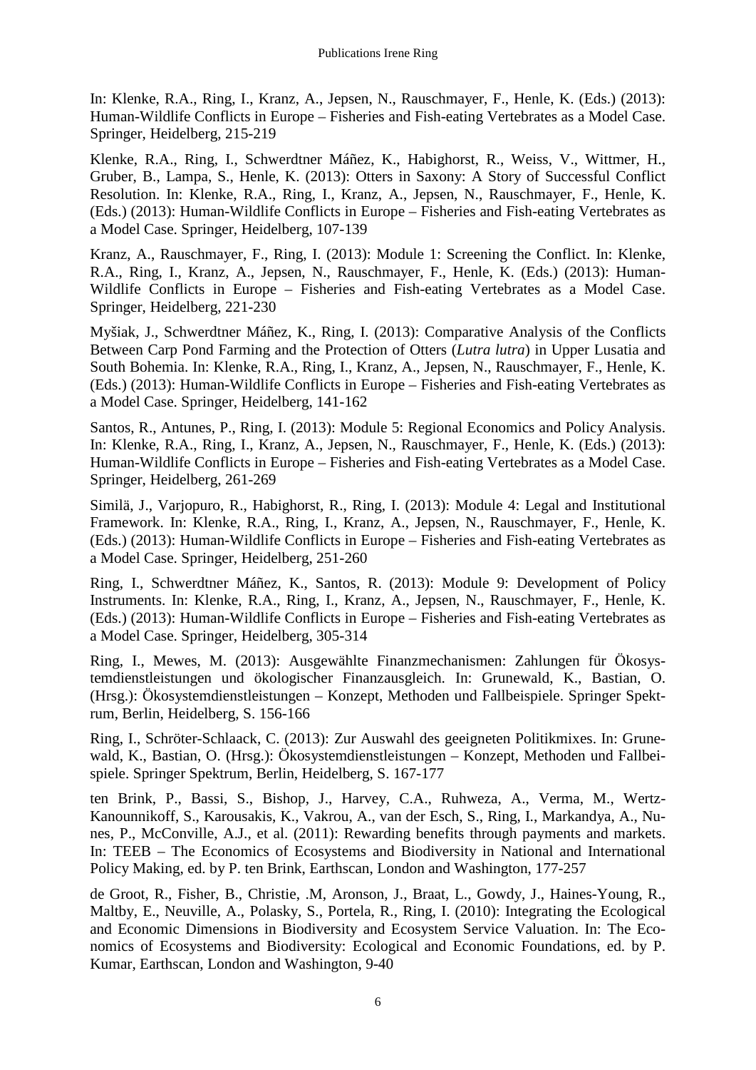In: Klenke, R.A., Ring, I., Kranz, A., Jepsen, N., Rauschmayer, F., Henle, K. (Eds.) (2013): Human-Wildlife Conflicts in Europe – Fisheries and Fish-eating Vertebrates as a Model Case. Springer, Heidelberg, 215-219

Klenke, R.A., Ring, I., Schwerdtner Máñez, K., Habighorst, R., Weiss, V., Wittmer, H., Gruber, B., Lampa, S., Henle, K. (2013): Otters in Saxony: A Story of Successful Conflict Resolution. In: Klenke, R.A., Ring, I., Kranz, A., Jepsen, N., Rauschmayer, F., Henle, K. (Eds.) (2013): Human-Wildlife Conflicts in Europe – Fisheries and Fish-eating Vertebrates as a Model Case. Springer, Heidelberg, 107-139

Kranz, A., Rauschmayer, F., Ring, I. (2013): Module 1: Screening the Conflict. In: Klenke, R.A., Ring, I., Kranz, A., Jepsen, N., Rauschmayer, F., Henle, K. (Eds.) (2013): Human-Wildlife Conflicts in Europe – Fisheries and Fish-eating Vertebrates as a Model Case. Springer, Heidelberg, 221-230

Myšiak, J., Schwerdtner Máñez, K., Ring, I. (2013): Comparative Analysis of the Conflicts Between Carp Pond Farming and the Protection of Otters (*Lutra lutra*) in Upper Lusatia and South Bohemia. In: Klenke, R.A., Ring, I., Kranz, A., Jepsen, N., Rauschmayer, F., Henle, K. (Eds.) (2013): Human-Wildlife Conflicts in Europe – Fisheries and Fish-eating Vertebrates as a Model Case. Springer, Heidelberg, 141-162

Santos, R., Antunes, P., Ring, I. (2013): Module 5: Regional Economics and Policy Analysis. In: Klenke, R.A., Ring, I., Kranz, A., Jepsen, N., Rauschmayer, F., Henle, K. (Eds.) (2013): Human-Wildlife Conflicts in Europe – Fisheries and Fish-eating Vertebrates as a Model Case. Springer, Heidelberg, 261-269

Similä, J., Varjopuro, R., Habighorst, R., Ring, I. (2013): Module 4: Legal and Institutional Framework. In: Klenke, R.A., Ring, I., Kranz, A., Jepsen, N., Rauschmayer, F., Henle, K. (Eds.) (2013): Human-Wildlife Conflicts in Europe – Fisheries and Fish-eating Vertebrates as a Model Case. Springer, Heidelberg, 251-260

Ring, I., Schwerdtner Máñez, K., Santos, R. (2013): Module 9: Development of Policy Instruments. In: Klenke, R.A., Ring, I., Kranz, A., Jepsen, N., Rauschmayer, F., Henle, K. (Eds.) (2013): Human-Wildlife Conflicts in Europe – Fisheries and Fish-eating Vertebrates as a Model Case. Springer, Heidelberg, 305-314

Ring, I., Mewes, M. (2013): Ausgewählte Finanzmechanismen: Zahlungen für Ökosystemdienstleistungen und ökologischer Finanzausgleich. In: Grunewald, K., Bastian, O. (Hrsg.): Ökosystemdienstleistungen – Konzept, Methoden und Fallbeispiele. Springer Spektrum, Berlin, Heidelberg, S. 156-166

Ring, I., Schröter-Schlaack, C. (2013): Zur Auswahl des geeigneten Politikmixes. In: Grunewald, K., Bastian, O. (Hrsg.): Ökosystemdienstleistungen – Konzept, Methoden und Fallbeispiele. Springer Spektrum, Berlin, Heidelberg, S. 167-177

ten Brink, P., Bassi, S., Bishop, J., Harvey, C.A., Ruhweza, A., Verma, M., Wertz-Kanounnikoff, S., Karousakis, K., Vakrou, A., van der Esch, S., Ring, I., Markandya, A., Nunes, P., McConville, A.J., et al. (2011): Rewarding benefits through payments and markets. In: TEEB – The Economics of Ecosystems and Biodiversity in National and International Policy Making, ed. by P. ten Brink, Earthscan, London and Washington, 177-257

de Groot, R., Fisher, B., Christie, .M, Aronson, J., Braat, L., Gowdy, J., Haines-Young, R., Maltby, E., Neuville, A., Polasky, S., Portela, R., Ring, I. (2010): Integrating the Ecological and Economic Dimensions in Biodiversity and Ecosystem Service Valuation. In: The Economics of Ecosystems and Biodiversity: Ecological and Economic Foundations, ed. by P. Kumar, Earthscan, London and Washington, 9-40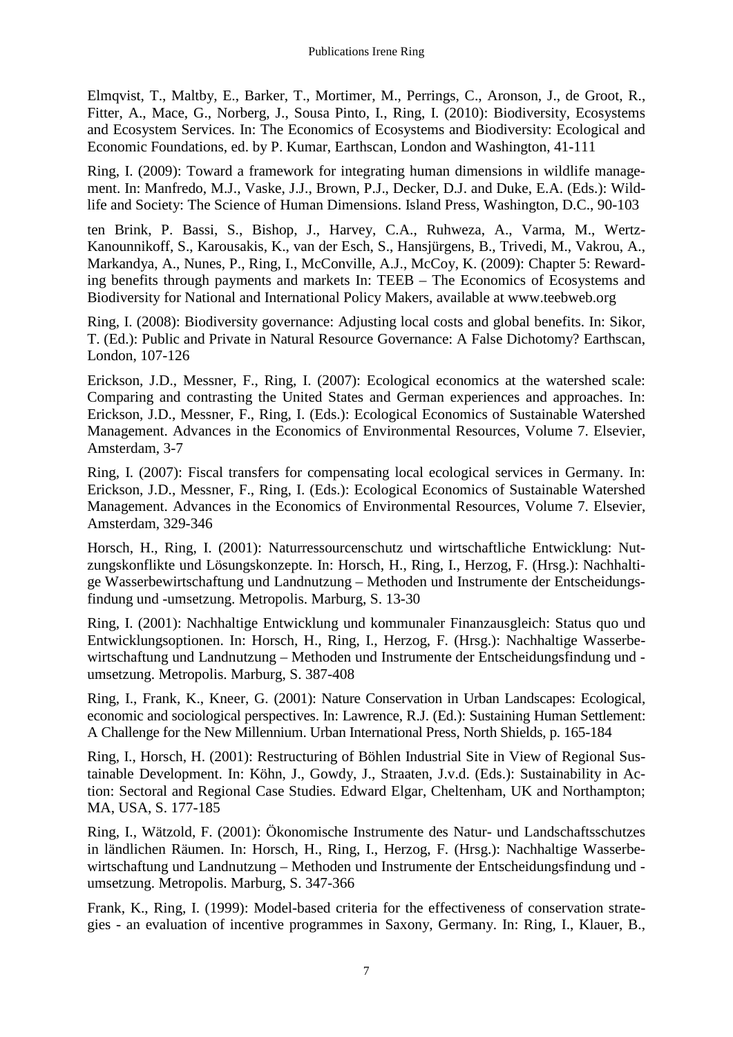Elmqvist, T., Maltby, E., Barker, T., Mortimer, M., Perrings, C., Aronson, J., de Groot, R., Fitter, A., Mace, G., Norberg, J., Sousa Pinto, I., Ring, I. (2010): Biodiversity, Ecosystems and Ecosystem Services. In: The Economics of Ecosystems and Biodiversity: Ecological and Economic Foundations, ed. by P. Kumar, Earthscan, London and Washington, 41-111

Ring, I. (2009): Toward a framework for integrating human dimensions in wildlife management. In: Manfredo, M.J., Vaske, J.J., Brown, P.J., Decker, D.J. and Duke, E.A. (Eds.): Wildlife and Society: The Science of Human Dimensions. Island Press, Washington, D.C., 90-103

ten Brink, P. Bassi, S., Bishop, J., Harvey, C.A., Ruhweza, A., Varma, M., Wertz-Kanounnikoff, S., Karousakis, K., van der Esch, S., Hansjürgens, B., Trivedi, M., Vakrou, A., Markandya, A., Nunes, P., Ring, I., McConville, A.J., McCoy, K. (2009): Chapter 5: Rewarding benefits through payments and markets In: TEEB – The Economics of Ecosystems and Biodiversity for National and International Policy Makers, available at www.teebweb.org

Ring, I. (2008): Biodiversity governance: Adjusting local costs and global benefits. In: Sikor, T. (Ed.): Public and Private in Natural Resource Governance: A False Dichotomy? Earthscan, London, 107-126

Erickson, J.D., Messner, F., Ring, I. (2007): Ecological economics at the watershed scale: Comparing and contrasting the United States and German experiences and approaches. In: Erickson, J.D., Messner, F., Ring, I. (Eds.): Ecological Economics of Sustainable Watershed Management. Advances in the Economics of Environmental Resources, Volume 7. Elsevier, Amsterdam, 3-7

Ring, I. (2007): Fiscal transfers for compensating local ecological services in Germany. In: Erickson, J.D., Messner, F., Ring, I. (Eds.): Ecological Economics of Sustainable Watershed Management. Advances in the Economics of Environmental Resources, Volume 7. Elsevier, Amsterdam, 329-346

Horsch, H., Ring, I. (2001): Naturressourcenschutz und wirtschaftliche Entwicklung: Nutzungskonflikte und Lösungskonzepte. In: Horsch, H., Ring, I., Herzog, F. (Hrsg.): Nachhaltige Wasserbewirtschaftung und Landnutzung – Methoden und Instrumente der Entscheidungsfindung und -umsetzung. Metropolis. Marburg, S. 13-30

Ring, I. (2001): Nachhaltige Entwicklung und kommunaler Finanzausgleich: Status quo und Entwicklungsoptionen. In: Horsch, H., Ring, I., Herzog, F. (Hrsg.): Nachhaltige Wasserbewirtschaftung und Landnutzung – Methoden und Instrumente der Entscheidungsfindung und -umsetzung. Metropolis. Marburg, S. 387-408

Ring, I., Frank, K., Kneer, G. (2001): Nature Conservation in Urban Landscapes: Ecological, economic and sociological perspectives. In: Lawrence, R.J. (Ed.): Sustaining Human Settlement: A Challenge for the New Millennium. Urban International Press, North Shields, p. 165-184

Ring, I., Horsch, H. (2001): Restructuring of Böhlen Industrial Site in View of Regional Sustainable Development. In: Köhn, J., Gowdy, J., Straaten, J.v.d. (Eds.): Sustainability in Action: Sectoral and Regional Case Studies. Edward Elgar, Cheltenham, UK and Northampton; MA, USA, S. 177-185

Ring, I., Wätzold, F. (2001): Ökonomische Instrumente des Natur- und Landschaftsschutzes in ländlichen Räumen. In: Horsch, H., Ring, I., Herzog, F. (Hrsg.): Nachhaltige Wasserbewirtschaftung und Landnutzung – Methoden und Instrumente der Entscheidungsfindung und -umsetzung. Metropolis. Marburg, S. 347-366

Frank, K., Ring, I. (1999): Model-based criteria for the effectiveness of conservation strategies - an evaluation of incentive programmes in Saxony, Germany. In: Ring, I., Klauer, B.,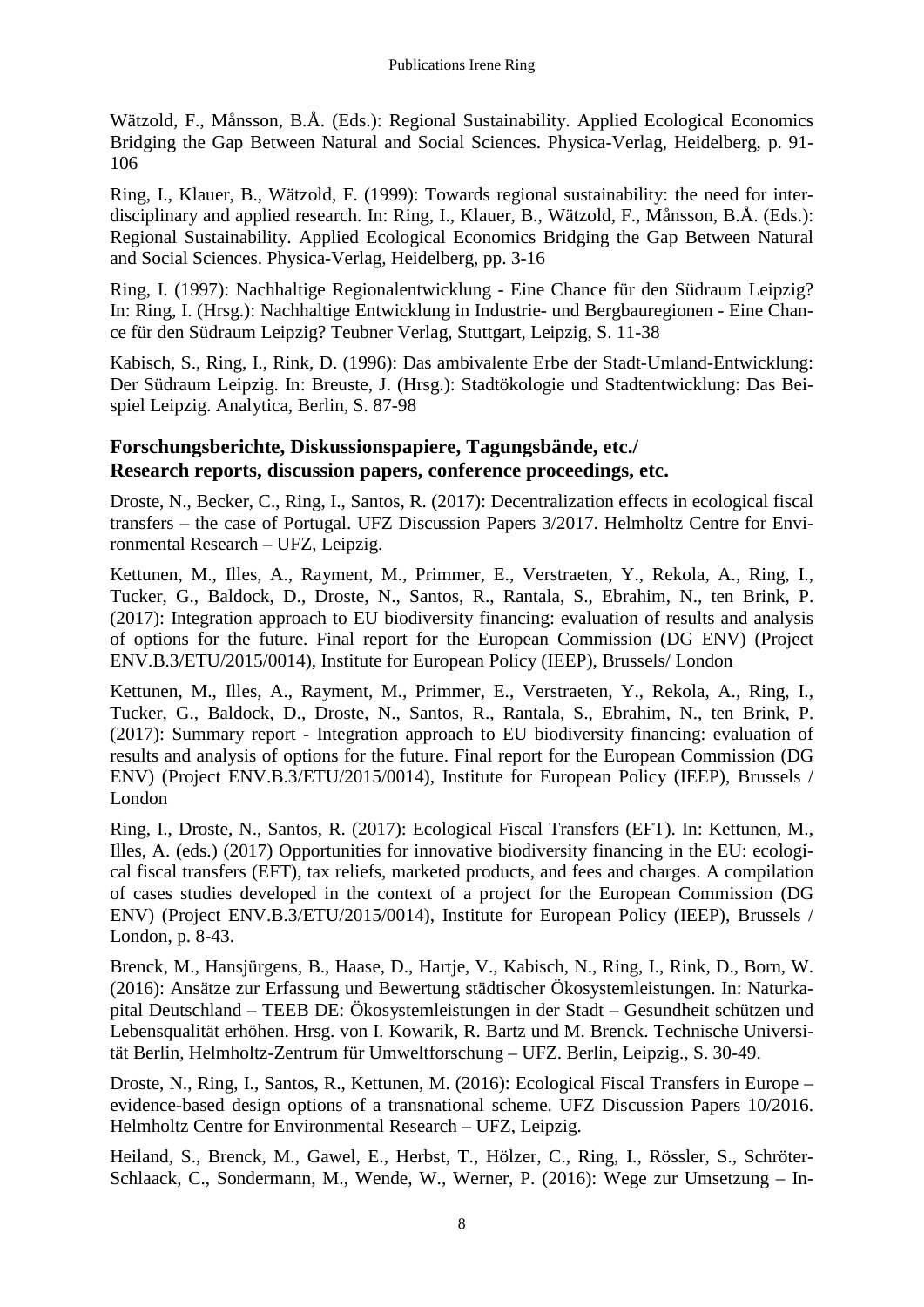Wätzold, F., Månsson, B.Å. (Eds.): Regional Sustainability. Applied Ecological Economics Bridging the Gap Between Natural and Social Sciences. Physica-Verlag, Heidelberg, p. 91-106

Ring, I., Klauer, B., Wätzold, F. (1999): Towards regional sustainability: the need for inter-disciplinary and applied research. In: Ring, I., Klauer, B., Wätzold, F., Månsson, B.Å. (Eds.): Regional Sustainability. Applied Ecological Economics Bridging the Gap Between Natural and Social Sciences. Physica-Verlag, Heidelberg, pp. 3-16

Ring, I. (1997): Nachhaltige Regionalentwicklung - Eine Chance für den Südraum Leipzig? In: Ring, I. (Hrsg.): Nachhaltige Entwicklung in Industrie- und Bergbauregionen - Eine Chance für den Südraum Leipzig? Teubner Verlag, Stuttgart, Leipzig, S. 11-38

Kabisch, S., Ring, I., Rink, D. (1996): Das ambivalente Erbe der Stadt-Umland-Entwicklung: Der Südraum Leipzig. In: Breuste, J. (Hrsg.): Stadtökologie und Stadtentwicklung: Das Beispiel Leipzig. Analytica, Berlin, S. 87-98

## Forschungsberichte, Diskussionspapiere, Tagungsbände, etc./ Research reports, discussion papers, conference proceedings, etc.

Droste, N., Becker, C., Ring, I., Santos, R. (2017): Decentralization effects in ecological fiscal transfers – the case of Portugal. UFZ Discussion Papers 3/2017. Helmholtz Centre for Environmental Research – UFZ, Leipzig.

Kettunen, M., Illes, A., Rayment, M., Primmer, E., Verstraeten, Y., Rekola, A., Ring, I., Tucker, G., Baldock, D., Droste, N., Santos, R., Rantala, S., Ebrahim, N., ten Brink, P. (2017): Integration approach to EU biodiversity financing: evaluation of results and analysis of options for the future. Final report for the European Commission (DG ENV) (Project ENV.B.3/ETU/2015/0014), Institute for European Policy (IEEP), Brussels/ London

Kettunen, M., Illes, A., Rayment, M., Primmer, E., Verstraeten, Y., Rekola, A., Ring, I., Tucker, G., Baldock, D., Droste, N., Santos, R., Rantala, S., Ebrahim, N., ten Brink, P. (2017): Summary report - Integration approach to EU biodiversity financing: evaluation of results and analysis of options for the future. Final report for the European Commission (DG ENV) (Project ENV.B.3/ETU/2015/0014), Institute for European Policy (IEEP), Brussels / London

Ring, I., Droste, N., Santos, R. (2017): Ecological Fiscal Transfers (EFT). In: Kettunen, M., Illes, A. (eds.) (2017) Opportunities for innovative biodiversity financing in the EU: ecological fiscal transfers (EFT), tax reliefs, marketed products, and fees and charges. A compilation of cases studies developed in the context of a project for the European Commission (DG ENV) (Project ENV.B.3/ETU/2015/0014), Institute for European Policy (IEEP), Brussels / London, p. 8-43.

Brenck, M., Hansjürgens, B., Haase, D., Hartje, V., Kabisch, N., Ring, I., Rink, D., Born, W. (2016): Ansätze zur Erfassung und Bewertung städtischer Ökosystemleistungen. In: Naturkapital Deutschland – TEEB DE: Ökosystemleistungen in der Stadt – Gesundheit schützen und Lebensqualität erhöhen. Hrsg. von I. Kowarik, R. Bartz und M. Brenck. Technische Universität Berlin, Helmholtz-Zentrum für Umweltforschung – UFZ. Berlin, Leipzig., S. 30-49.

Droste, N., Ring, I., Santos, R., Kettunen, M. (2016): Ecological Fiscal Transfers in Europe – evidence-based design options of a transnational scheme. UFZ Discussion Papers 10/2016. Helmholtz Centre for Environmental Research – UFZ, Leipzig.

Heiland, S., Brenck, M., Gawel, E., Herbst, T., Hölzer, C., Ring, I., Rössler, S., Schröter-Schlaack, C., Sondermann, M., Wende, W., Werner, P. (2016): Wege zur Umsetzung – In-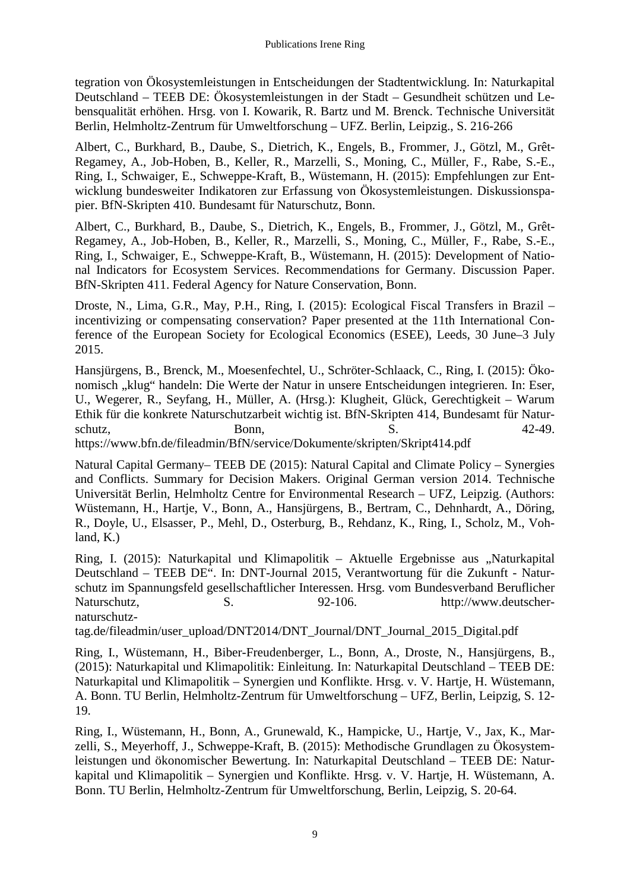tegration von Ökosystemleistungen in Entscheidungen der Stadtentwicklung. In: Naturkapital Deutschland – TEEB DE: Ökosystemleistungen in der Stadt – Gesundheit schützen und Lebensqualität erhöhen. Hrsg. von I. Kowarik, R. Bartz und M. Brenck. Technische Universität Berlin, Helmholtz-Zentrum für Umweltforschung – UFZ. Berlin, Leipzig., S. 216-266

Albert, C., Burkhard, B., Daube, S., Dietrich, K., Engels, B., Frommer, J., Götzl, M., Grêt-Regamey, A., Job-Hoben, B., Keller, R., Marzelli, S., Moning, C., Müller, F., Rabe, S.-E., Ring, I., Schwaiger, E., Schweppe-Kraft, B., Wüstemann, H. (2015): Empfehlungen zur Entwicklung bundesweiter Indikatoren zur Erfassung von Ökosystemleistungen. Diskussionspapier. BfN-Skripten 410. Bundesamt für Naturschutz, Bonn.

Albert, C., Burkhard, B., Daube, S., Dietrich, K., Engels, B., Frommer, J., Götzl, M., Grêt-Regamey, A., Job-Hoben, B., Keller, R., Marzelli, S., Moning, C., Müller, F., Rabe, S.-E., Ring, I., Schwaiger, E., Schweppe-Kraft, B., Wüstemann, H. (2015): Development of National Indicators for Ecosystem Services. Recommendations for Germany. Discussion Paper. BfN-Skripten 411. Federal Agency for Nature Conservation, Bonn.

Droste, N., Lima, G.R., May, P.H., Ring, I. (2015): Ecological Fiscal Transfers in Brazil – incentivizing or compensating conservation? Paper presented at the 11th International Conference of the European Society for Ecological Economics (ESEE), Leeds, 30 June–3 July 2015.

Hansjürgens, B., Brenck, M., Moesenfechtel, U., Schröter-Schlaack, C., Ring, I. (2015): Ökonomisch „klug" handeln: Die Werte der Natur in unsere Entscheidungen integrieren. In: Eser, U., Wegerer, R., Seyfang, H., Müller, A. (Hrsg.): Klugheit, Glück, Gerechtigkeit – Warum Ethik für die konkrete Naturschutzarbeit wichtig ist. BfN-Skripten 414, Bundesamt für Naturschutz, Bonn, S. 42-49. https://www.bfn.de/fileadmin/BfN/service/Dokumente/skripten/Skript414.pdf

Natural Capital Germany– TEEB DE (2015): Natural Capital and Climate Policy – Synergies and Conflicts. Summary for Decision Makers. Original German version 2014. Technische Universität Berlin, Helmholtz Centre for Environmental Research – UFZ, Leipzig. (Authors: Wüstemann, H., Hartje, V., Bonn, A., Hansjürgens, B., Bertram, C., Dehnhardt, A., Döring, R., Doyle, U., Elsasser, P., Mehl, D., Osterburg, B., Rehdanz, K., Ring, I., Scholz, M., Vohland, K.)

Ring, I. (2015): Naturkapital und Klimapolitik – Aktuelle Ergebnisse aus „Naturkapital Deutschland – TEEB DE". In: DNT-Journal 2015, Verantwortung für die Zukunft - Naturschutz im Spannungsfeld gesellschaftlicher Interessen. Hrsg. vom Bundesverband Beruflicher Naturschutz, S. 92-106. http://www.deutscher-naturschutz-tag.de/fileadmin/user_upload/DNT2014/DNT_Journal/DNT_Journal_2015_Digital.pdf

Ring, I., Wüstemann, H., Biber-Freudenberger, L., Bonn, A., Droste, N., Hansjürgens, B., (2015): Naturkapital und Klimapolitik: Einleitung. In: Naturkapital Deutschland – TEEB DE: Naturkapital und Klimapolitik – Synergien und Konflikte. Hrsg. v. V. Hartje, H. Wüstemann, A. Bonn. TU Berlin, Helmholtz-Zentrum für Umweltforschung – UFZ, Berlin, Leipzig, S. 12-19.

Ring, I., Wüstemann, H., Bonn, A., Grunewald, K., Hampicke, U., Hartje, V., Jax, K., Marzelli, S., Meyerhoff, J., Schweppe-Kraft, B. (2015): Methodische Grundlagen zu Ökosystemleistungen und ökonomischer Bewertung. In: Naturkapital Deutschland – TEEB DE: Naturkapital und Klimapolitik – Synergien und Konflikte. Hrsg. v. V. Hartje, H. Wüstemann, A. Bonn. TU Berlin, Helmholtz-Zentrum für Umweltforschung, Berlin, Leipzig, S. 20-64.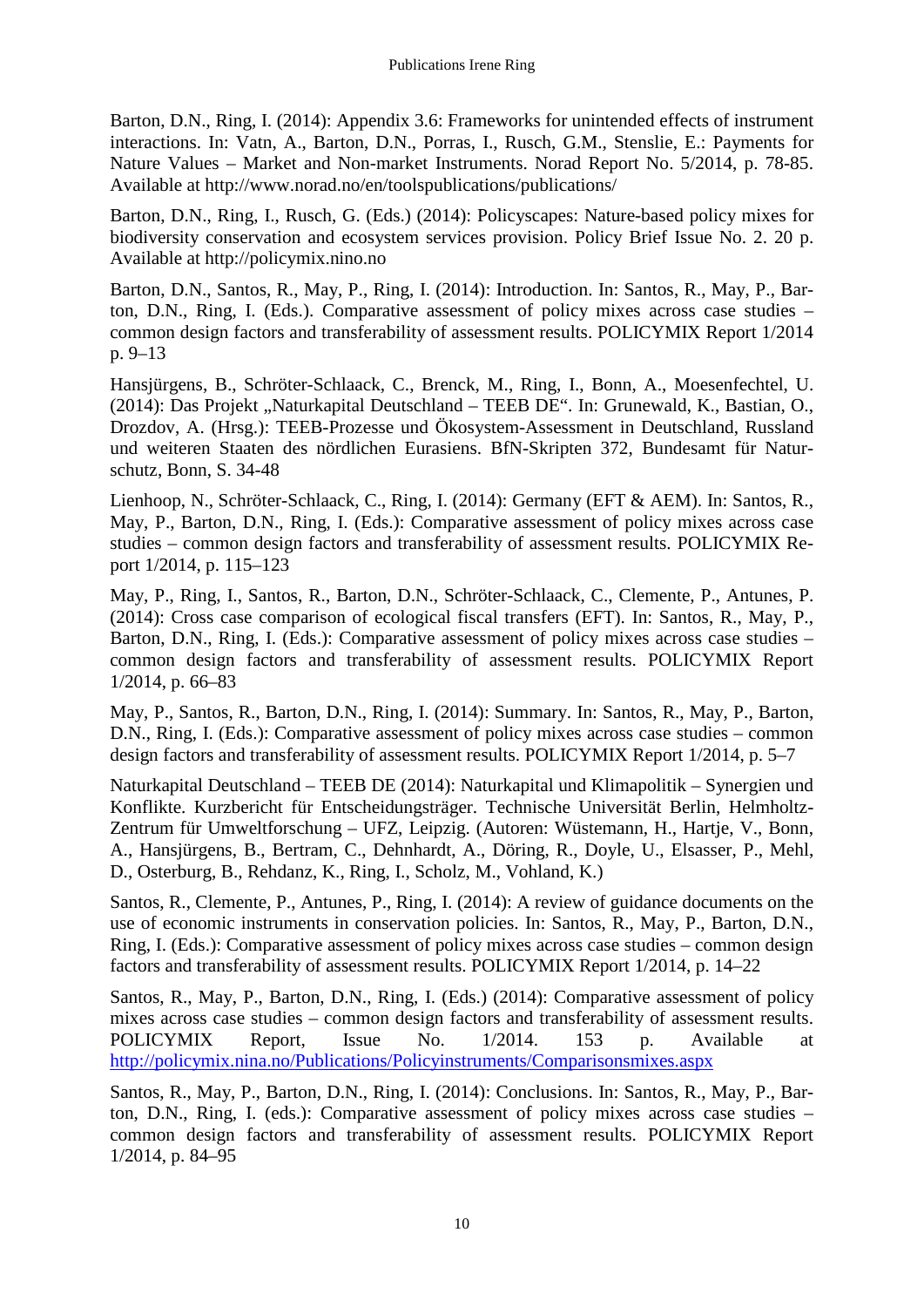Barton, D.N., Ring, I. (2014): Appendix 3.6: Frameworks for unintended effects of instrument interactions. In: Vatn, A., Barton, D.N., Porras, I., Rusch, G.M., Stenslie, E.: Payments for Nature Values – Market and Non-market Instruments. Norad Report No. 5/2014, p. 78-85. Available at http://www.norad.no/en/toolspublications/publications/

Barton, D.N., Ring, I., Rusch, G. (Eds.) (2014): Policyscapes: Nature-based policy mixes for biodiversity conservation and ecosystem services provision. Policy Brief Issue No. 2. 20 p. Available at http://policymix.nino.no

Barton, D.N., Santos, R., May, P., Ring, I. (2014): Introduction. In: Santos, R., May, P., Barton, D.N., Ring, I. (Eds.). Comparative assessment of policy mixes across case studies – common design factors and transferability of assessment results. POLICYMIX Report 1/2014 p. 9–13

Hansjürgens, B., Schröter-Schlaack, C., Brenck, M., Ring, I., Bonn, A., Moesenfechtel, U. (2014): Das Projekt „Naturkapital Deutschland – TEEB DE". In: Grunewald, K., Bastian, O., Drozdov, A. (Hrsg.): TEEB-Prozesse und Ökosystem-Assessment in Deutschland, Russland und weiteren Staaten des nördlichen Eurasiens. BfN-Skripten 372, Bundesamt für Naturschutz, Bonn, S. 34-48

Lienhoop, N., Schröter-Schlaack, C., Ring, I. (2014): Germany (EFT & AEM). In: Santos, R., May, P., Barton, D.N., Ring, I. (Eds.): Comparative assessment of policy mixes across case studies – common design factors and transferability of assessment results. POLICYMIX Report 1/2014, p. 115–123

May, P., Ring, I., Santos, R., Barton, D.N., Schröter-Schlaack, C., Clemente, P., Antunes, P. (2014): Cross case comparison of ecological fiscal transfers (EFT). In: Santos, R., May, P., Barton, D.N., Ring, I. (Eds.): Comparative assessment of policy mixes across case studies – common design factors and transferability of assessment results. POLICYMIX Report 1/2014, p. 66–83

May, P., Santos, R., Barton, D.N., Ring, I. (2014): Summary. In: Santos, R., May, P., Barton, D.N., Ring, I. (Eds.): Comparative assessment of policy mixes across case studies – common design factors and transferability of assessment results. POLICYMIX Report 1/2014, p. 5–7

Naturkapital Deutschland – TEEB DE (2014): Naturkapital und Klimapolitik – Synergien und Konflikte. Kurzbericht für Entscheidungsträger. Technische Universität Berlin, Helmholtz-Zentrum für Umweltforschung – UFZ, Leipzig. (Autoren: Wüstemann, H., Hartje, V., Bonn, A., Hansjürgens, B., Bertram, C., Dehnhardt, A., Döring, R., Doyle, U., Elsasser, P., Mehl, D., Osterburg, B., Rehdanz, K., Ring, I., Scholz, M., Vohland, K.)

Santos, R., Clemente, P., Antunes, P., Ring, I. (2014): A review of guidance documents on the use of economic instruments in conservation policies. In: Santos, R., May, P., Barton, D.N., Ring, I. (Eds.): Comparative assessment of policy mixes across case studies – common design factors and transferability of assessment results. POLICYMIX Report 1/2014, p. 14–22

Santos, R., May, P., Barton, D.N., Ring, I. (Eds.) (2014): Comparative assessment of policy mixes across case studies – common design factors and transferability of assessment results. POLICYMIX Report, Issue No. 1/2014. 153 p. Available at http://policymix.nina.no/Publications/Policyinstruments/Comparisonsmixes.aspx

Santos, R., May, P., Barton, D.N., Ring, I. (2014): Conclusions. In: Santos, R., May, P., Barton, D.N., Ring, I. (eds.): Comparative assessment of policy mixes across case studies – common design factors and transferability of assessment results. POLICYMIX Report 1/2014, p. 84–95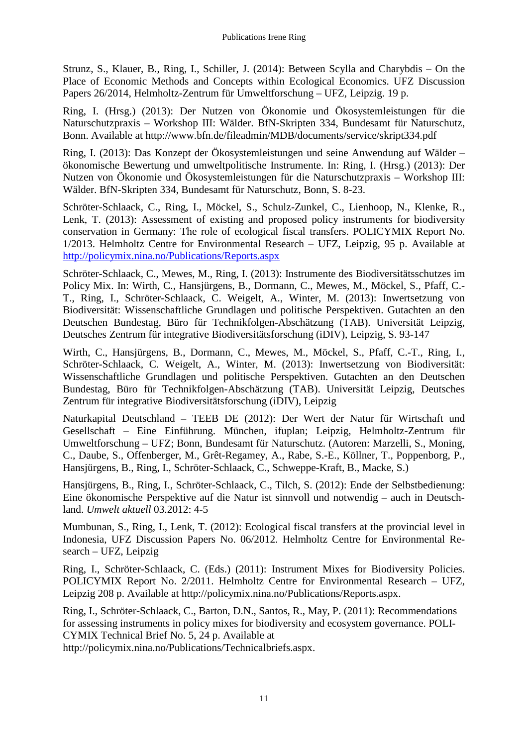Strunz, S., Klauer, B., Ring, I., Schiller, J. (2014): Between Scylla and Charybdis – On the Place of Economic Methods and Concepts within Ecological Economics. UFZ Discussion Papers 26/2014, Helmholtz-Zentrum für Umweltforschung – UFZ, Leipzig. 19 p.

Ring, I. (Hrsg.) (2013): Der Nutzen von Ökonomie und Ökosystemleistungen für die Naturschutzpraxis – Workshop III: Wälder. BfN-Skripten 334, Bundesamt für Naturschutz, Bonn. Available at http://www.bfn.de/fileadmin/MDB/documents/service/skript334.pdf

Ring, I. (2013): Das Konzept der Ökosystemleistungen und seine Anwendung auf Wälder – ökonomische Bewertung und umweltpolitische Instrumente. In: Ring, I. (Hrsg.) (2013): Der Nutzen von Ökonomie und Ökosystemleistungen für die Naturschutzpraxis – Workshop III: Wälder. BfN-Skripten 334, Bundesamt für Naturschutz, Bonn, S. 8-23.

Schröter-Schlaack, C., Ring, I., Möckel, S., Schulz-Zunkel, C., Lienhoop, N., Klenke, R., Lenk, T. (2013): Assessment of existing and proposed policy instruments for biodiversity conservation in Germany: The role of ecological fiscal transfers. POLICYMIX Report No. 1/2013. Helmholtz Centre for Environmental Research – UFZ, Leipzig, 95 p. Available at http://policymix.nina.no/Publications/Reports.aspx

Schröter-Schlaack, C., Mewes, M., Ring, I. (2013): Instrumente des Biodiversitätsschutzes im Policy Mix. In: Wirth, C., Hansjürgens, B., Dormann, C., Mewes, M., Möckel, S., Pfaff, C.-T., Ring, I., Schröter-Schlaack, C. Weigelt, A., Winter, M. (2013): Inwertsetzung von Biodiversität: Wissenschaftliche Grundlagen und politische Perspektiven. Gutachten an den Deutschen Bundestag, Büro für Technikfolgen-Abschätzung (TAB). Universität Leipzig, Deutsches Zentrum für integrative Biodiversitätsforschung (iDIV), Leipzig, S. 93-147

Wirth, C., Hansjürgens, B., Dormann, C., Mewes, M., Möckel, S., Pfaff, C.-T., Ring, I., Schröter-Schlaack, C. Weigelt, A., Winter, M. (2013): Inwertsetzung von Biodiversität: Wissenschaftliche Grundlagen und politische Perspektiven. Gutachten an den Deutschen Bundestag, Büro für Technikfolgen-Abschätzung (TAB). Universität Leipzig, Deutsches Zentrum für integrative Biodiversitätsforschung (iDIV), Leipzig

Naturkapital Deutschland – TEEB DE (2012): Der Wert der Natur für Wirtschaft und Gesellschaft – Eine Einführung. München, ifuplan; Leipzig, Helmholtz-Zentrum für Umweltforschung – UFZ; Bonn, Bundesamt für Naturschutz. (Autoren: Marzelli, S., Moning, C., Daube, S., Offenberger, M., Grêt-Regamey, A., Rabe, S.-E., Köllner, T., Poppenborg, P., Hansjürgens, B., Ring, I., Schröter-Schlaack, C., Schweppe-Kraft, B., Macke, S.)

Hansjürgens, B., Ring, I., Schröter-Schlaack, C., Tilch, S. (2012): Ende der Selbstbedienung: Eine ökonomische Perspektive auf die Natur ist sinnvoll und notwendig – auch in Deutschland. *Umwelt aktuell* 03.2012: 4-5

Mumbunan, S., Ring, I., Lenk, T. (2012): Ecological fiscal transfers at the provincial level in Indonesia, UFZ Discussion Papers No. 06/2012. Helmholtz Centre for Environmental Research – UFZ, Leipzig

Ring, I., Schröter-Schlaack, C. (Eds.) (2011): Instrument Mixes for Biodiversity Policies. POLICYMIX Report No. 2/2011. Helmholtz Centre for Environmental Research – UFZ, Leipzig 208 p. Available at http://policymix.nina.no/Publications/Reports.aspx.

Ring, I., Schröter-Schlaack, C., Barton, D.N., Santos, R., May, P. (2011): Recommendations for assessing instruments in policy mixes for biodiversity and ecosystem governance. POLICYMIX Technical Brief No. 5, 24 p. Available at http://policymix.nina.no/Publications/Technicalbriefs.aspx.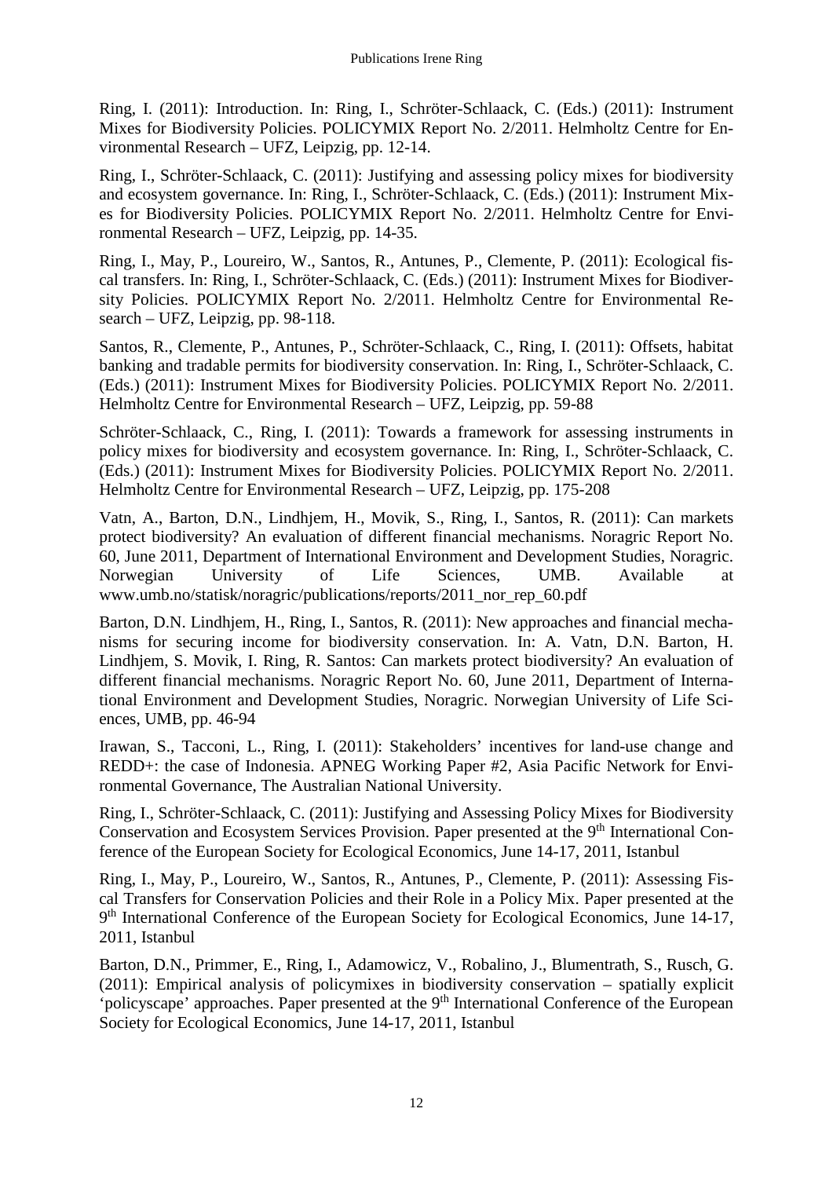Ring, I. (2011): Introduction. In: Ring, I., Schröter-Schlaack, C. (Eds.) (2011): Instrument Mixes for Biodiversity Policies. POLICYMIX Report No. 2/2011. Helmholtz Centre for Environmental Research – UFZ, Leipzig, pp. 12-14.

Ring, I., Schröter-Schlaack, C. (2011): Justifying and assessing policy mixes for biodiversity and ecosystem governance. In: Ring, I., Schröter-Schlaack, C. (Eds.) (2011): Instrument Mixes for Biodiversity Policies. POLICYMIX Report No. 2/2011. Helmholtz Centre for Environmental Research – UFZ, Leipzig, pp. 14-35.

Ring, I., May, P., Loureiro, W., Santos, R., Antunes, P., Clemente, P. (2011): Ecological fiscal transfers. In: Ring, I., Schröter-Schlaack, C. (Eds.) (2011): Instrument Mixes for Biodiversity Policies. POLICYMIX Report No. 2/2011. Helmholtz Centre for Environmental Research – UFZ, Leipzig, pp. 98-118.

Santos, R., Clemente, P., Antunes, P., Schröter-Schlaack, C., Ring, I. (2011): Offsets, habitat banking and tradable permits for biodiversity conservation. In: Ring, I., Schröter-Schlaack, C. (Eds.) (2011): Instrument Mixes for Biodiversity Policies. POLICYMIX Report No. 2/2011. Helmholtz Centre for Environmental Research – UFZ, Leipzig, pp. 59-88

Schröter-Schlaack, C., Ring, I. (2011): Towards a framework for assessing instruments in policy mixes for biodiversity and ecosystem governance. In: Ring, I., Schröter-Schlaack, C. (Eds.) (2011): Instrument Mixes for Biodiversity Policies. POLICYMIX Report No. 2/2011. Helmholtz Centre for Environmental Research – UFZ, Leipzig, pp. 175-208

Vatn, A., Barton, D.N., Lindhjem, H., Movik, S., Ring, I., Santos, R. (2011): Can markets protect biodiversity? An evaluation of different financial mechanisms. Noragric Report No. 60, June 2011, Department of International Environment and Development Studies, Noragric. Norwegian University of Life Sciences, UMB. Available at www.umb.no/statisk/noragric/publications/reports/2011_nor_rep_60.pdf

Barton, D.N. Lindhjem, H., Ring, I., Santos, R. (2011): New approaches and financial mechanisms for securing income for biodiversity conservation. In: A. Vatn, D.N. Barton, H. Lindhjem, S. Movik, I. Ring, R. Santos: Can markets protect biodiversity? An evaluation of different financial mechanisms. Noragric Report No. 60, June 2011, Department of International Environment and Development Studies, Noragric. Norwegian University of Life Sciences, UMB, pp. 46-94

Irawan, S., Tacconi, L., Ring, I. (2011): Stakeholders' incentives for land-use change and REDD+: the case of Indonesia. APNEG Working Paper #2, Asia Pacific Network for Environmental Governance, The Australian National University.

Ring, I., Schröter-Schlaack, C. (2011): Justifying and Assessing Policy Mixes for Biodiversity Conservation and Ecosystem Services Provision. Paper presented at the 9th International Conference of the European Society for Ecological Economics, June 14-17, 2011, Istanbul

Ring, I., May, P., Loureiro, W., Santos, R., Antunes, P., Clemente, P. (2011): Assessing Fiscal Transfers for Conservation Policies and their Role in a Policy Mix. Paper presented at the 9th International Conference of the European Society for Ecological Economics, June 14-17, 2011, Istanbul

Barton, D.N., Primmer, E., Ring, I., Adamowicz, V., Robalino, J., Blumentrath, S., Rusch, G. (2011): Empirical analysis of policymixes in biodiversity conservation – spatially explicit 'policyscape' approaches. Paper presented at the 9th International Conference of the European Society for Ecological Economics, June 14-17, 2011, Istanbul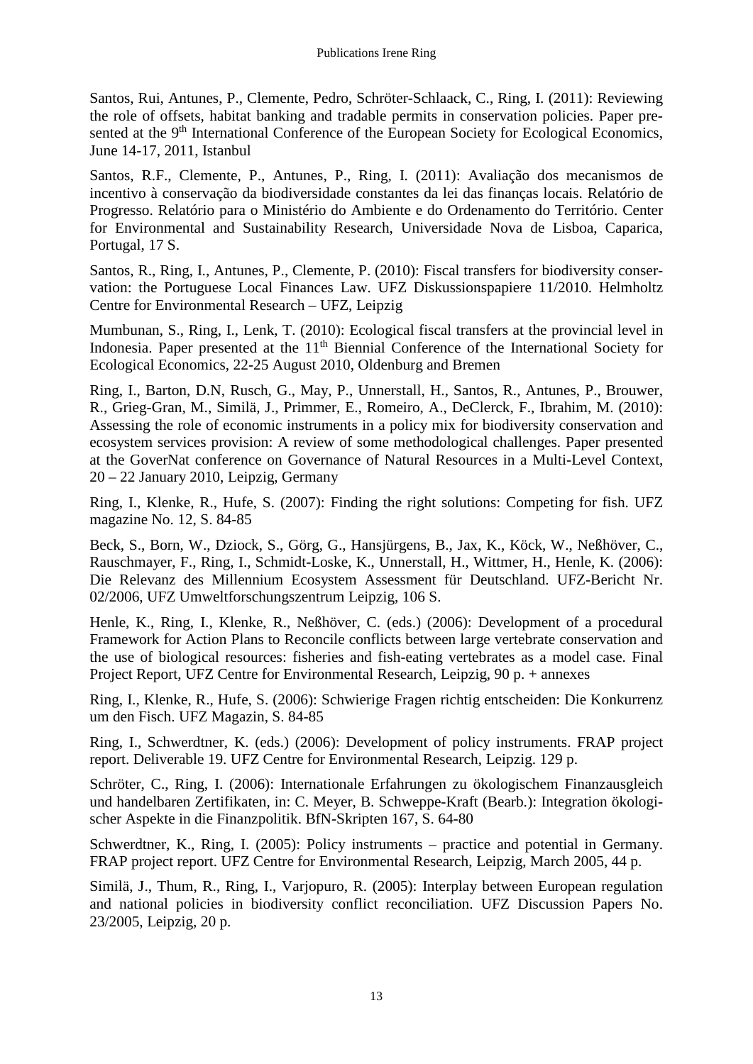Santos, Rui, Antunes, P., Clemente, Pedro, Schröter-Schlaack, C., Ring, I. (2011): Reviewing the role of offsets, habitat banking and tradable permits in conservation policies. Paper presented at the 9th International Conference of the European Society for Ecological Economics, June 14-17, 2011, Istanbul

Santos, R.F., Clemente, P., Antunes, P., Ring, I. (2011): Avaliação dos mecanismos de incentivo à conservação da biodiversidade constantes da lei das finanças locais. Relatório de Progresso. Relatório para o Ministério do Ambiente e do Ordenamento do Território. Center for Environmental and Sustainability Research, Universidade Nova de Lisboa, Caparica, Portugal, 17 S.

Santos, R., Ring, I., Antunes, P., Clemente, P. (2010): Fiscal transfers for biodiversity conservation: the Portuguese Local Finances Law. UFZ Diskussionspapiere 11/2010. Helmholtz Centre for Environmental Research – UFZ, Leipzig

Mumbunan, S., Ring, I., Lenk, T. (2010): Ecological fiscal transfers at the provincial level in Indonesia. Paper presented at the 11th Biennial Conference of the International Society for Ecological Economics, 22-25 August 2010, Oldenburg and Bremen

Ring, I., Barton, D.N, Rusch, G., May, P., Unnerstall, H., Santos, R., Antunes, P., Brouwer, R., Grieg-Gran, M., Similä, J., Primmer, E., Romeiro, A., DeClerck, F., Ibrahim, M. (2010): Assessing the role of economic instruments in a policy mix for biodiversity conservation and ecosystem services provision: A review of some methodological challenges. Paper presented at the GoverNat conference on Governance of Natural Resources in a Multi-Level Context, 20 – 22 January 2010, Leipzig, Germany

Ring, I., Klenke, R., Hufe, S. (2007): Finding the right solutions: Competing for fish. UFZ magazine No. 12, S. 84-85

Beck, S., Born, W., Dziock, S., Görg, G., Hansjürgens, B., Jax, K., Köck, W., Neßhöver, C., Rauschmayer, F., Ring, I., Schmidt-Loske, K., Unnerstall, H., Wittmer, H., Henle, K. (2006): Die Relevanz des Millennium Ecosystem Assessment für Deutschland. UFZ-Bericht Nr. 02/2006, UFZ Umweltforschungszentrum Leipzig, 106 S.

Henle, K., Ring, I., Klenke, R., Neßhöver, C. (eds.) (2006): Development of a procedural Framework for Action Plans to Reconcile conflicts between large vertebrate conservation and the use of biological resources: fisheries and fish-eating vertebrates as a model case. Final Project Report, UFZ Centre for Environmental Research, Leipzig, 90 p. + annexes

Ring, I., Klenke, R., Hufe, S. (2006): Schwierige Fragen richtig entscheiden: Die Konkurrenz um den Fisch. UFZ Magazin, S. 84-85

Ring, I., Schwerdtner, K. (eds.) (2006): Development of policy instruments. FRAP project report. Deliverable 19. UFZ Centre for Environmental Research, Leipzig. 129 p.

Schröter, C., Ring, I. (2006): Internationale Erfahrungen zu ökologischem Finanzausgleich und handelbaren Zertifikaten, in: C. Meyer, B. Schweppe-Kraft (Bearb.): Integration ökologischer Aspekte in die Finanzpolitik. BfN-Skripten 167, S. 64-80

Schwerdtner, K., Ring, I. (2005): Policy instruments – practice and potential in Germany. FRAP project report. UFZ Centre for Environmental Research, Leipzig, March 2005, 44 p.

Similä, J., Thum, R., Ring, I., Varjopuro, R. (2005): Interplay between European regulation and national policies in biodiversity conflict reconciliation. UFZ Discussion Papers No. 23/2005, Leipzig, 20 p.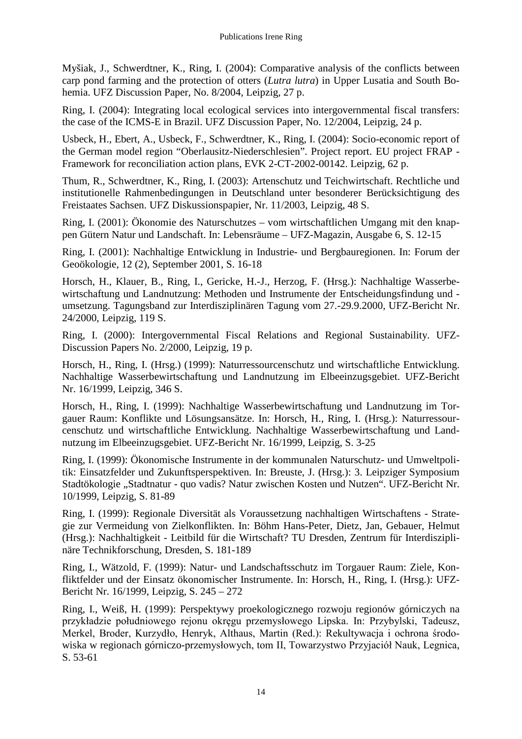Myšiak, J., Schwerdtner, K., Ring, I. (2004): Comparative analysis of the conflicts between carp pond farming and the protection of otters (*Lutra lutra*) in Upper Lusatia and South Bohemia. UFZ Discussion Paper, No. 8/2004, Leipzig, 27 p.

Ring, I. (2004): Integrating local ecological services into intergovernmental fiscal transfers: the case of the ICMS-E in Brazil. UFZ Discussion Paper, No. 12/2004, Leipzig, 24 p.

Usbeck, H., Ebert, A., Usbeck, F., Schwerdtner, K., Ring, I. (2004): Socio-economic report of the German model region "Oberlausitz-Niederschlesien". Project report. EU project FRAP - Framework for reconciliation action plans, EVK 2-CT-2002-00142. Leipzig, 62 p.

Thum, R., Schwerdtner, K., Ring, I. (2003): Artenschutz und Teichwirtschaft. Rechtliche und institutionelle Rahmenbedingungen in Deutschland unter besonderer Berücksichtigung des Freistaates Sachsen. UFZ Diskussionspapier, Nr. 11/2003, Leipzig, 48 S.

Ring, I. (2001): Ökonomie des Naturschutzes – vom wirtschaftlichen Umgang mit den knappen Gütern Natur und Landschaft. In: Lebensräume – UFZ-Magazin, Ausgabe 6, S. 12-15

Ring, I. (2001): Nachhaltige Entwicklung in Industrie- und Bergbauregionen. In: Forum der Geoökologie, 12 (2), September 2001, S. 16-18

Horsch, H., Klauer, B., Ring, I., Gericke, H.-J., Herzog, F. (Hrsg.): Nachhaltige Wasserbewirtschaftung und Landnutzung: Methoden und Instrumente der Entscheidungsfindung und -umsetzung. Tagungsband zur Interdisziplinären Tagung vom 27.-29.9.2000, UFZ-Bericht Nr. 24/2000, Leipzig, 119 S.

Ring, I. (2000): Intergovernmental Fiscal Relations and Regional Sustainability. UFZ-Discussion Papers No. 2/2000, Leipzig, 19 p.

Horsch, H., Ring, I. (Hrsg.) (1999): Naturressourcenschutz und wirtschaftliche Entwicklung. Nachhaltige Wasserbewirtschaftung und Landnutzung im Elbeeinzugsgebiet. UFZ-Bericht Nr. 16/1999, Leipzig, 346 S.

Horsch, H., Ring, I. (1999): Nachhaltige Wasserbewirtschaftung und Landnutzung im Torgauer Raum: Konflikte und Lösungsansätze. In: Horsch, H., Ring, I. (Hrsg.): Naturressourcenschutz und wirtschaftliche Entwicklung. Nachhaltige Wasserbewirtschaftung und Landnutzung im Elbeeinzugsgebiet. UFZ-Bericht Nr. 16/1999, Leipzig, S. 3-25

Ring, I. (1999): Ökonomische Instrumente in der kommunalen Naturschutz- und Umweltpolitik: Einsatzfelder und Zukunftsperspektiven. In: Breuste, J. (Hrsg.): 3. Leipziger Symposium Stadtökologie „Stadtnatur - quo vadis? Natur zwischen Kosten und Nutzen". UFZ-Bericht Nr. 10/1999, Leipzig, S. 81-89

Ring, I. (1999): Regionale Diversität als Voraussetzung nachhaltigen Wirtschaftens - Strategie zur Vermeidung von Zielkonflikten. In: Böhm Hans-Peter, Dietz, Jan, Gebauer, Helmut (Hrsg.): Nachhaltigkeit - Leitbild für die Wirtschaft? TU Dresden, Zentrum für Interdisziplinäre Technikforschung, Dresden, S. 181-189

Ring, I., Wätzold, F. (1999): Natur- und Landschaftsschutz im Torgauer Raum: Ziele, Konfliktfelder und der Einsatz ökonomischer Instrumente. In: Horsch, H., Ring, I. (Hrsg.): UFZ-Bericht Nr. 16/1999, Leipzig, S. 245 – 272

Ring, I., Weiß, H. (1999): Perspektywy proekologicznego rozwoju regionów górniczych na przykładzie południowego rejonu okręgu przemysłowego Lipska. In: Przybylski, Tadeusz, Merkel, Broder, Kurzydło, Henryk, Althaus, Martin (Red.): Rekultywacja i ochrona środowiska w regionach górniczo-przemysłowych, tom II, Towarzystwo Przyjaciół Nauk, Legnica, S. 53-61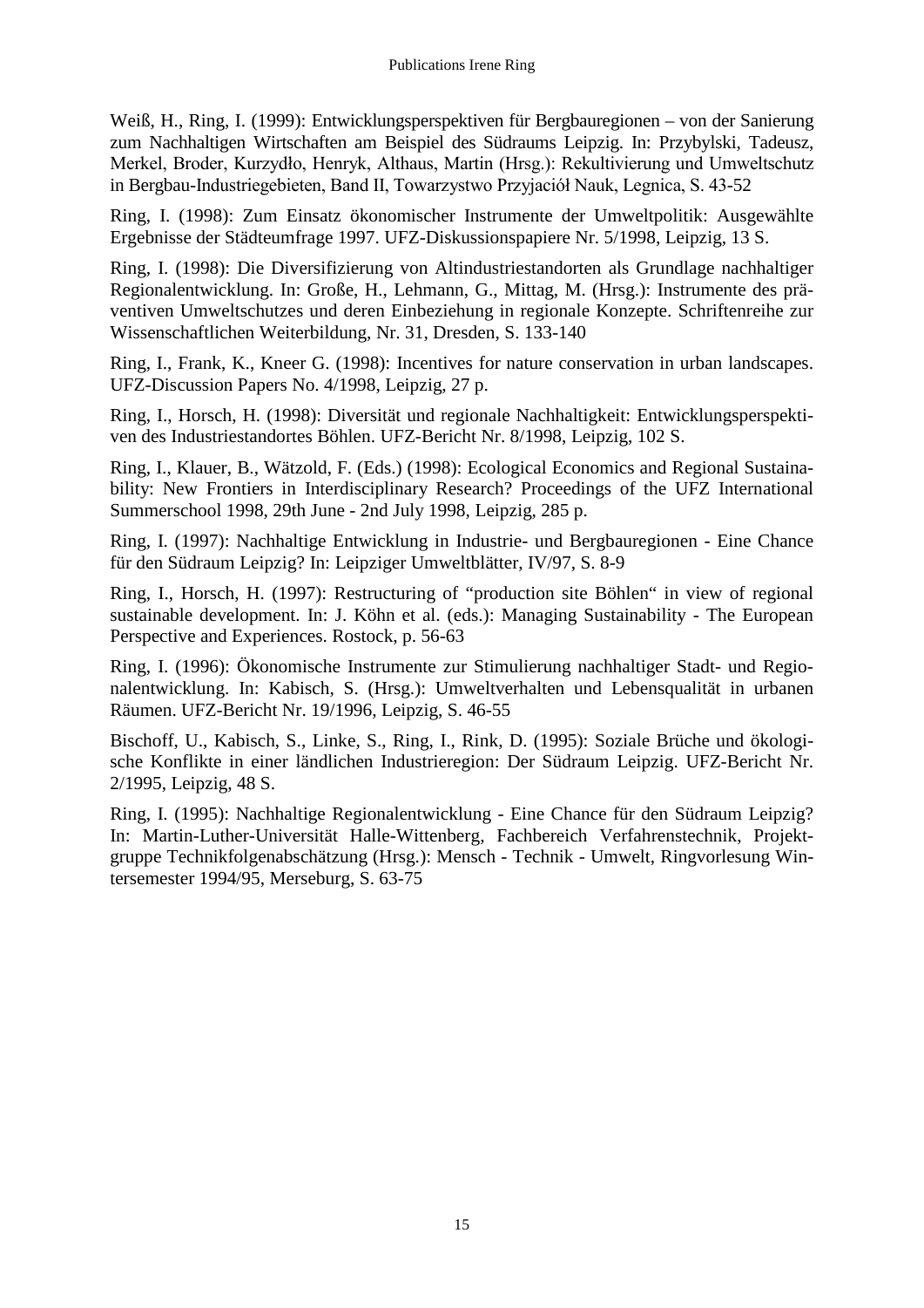Weiß, H., Ring, I. (1999): Entwicklungsperspektiven für Bergbauregionen – von der Sanierung zum Nachhaltigen Wirtschaften am Beispiel des Südraums Leipzig. In: Przybylski, Tadeusz, Merkel, Broder, Kurzydło, Henryk, Althaus, Martin (Hrsg.): Rekultivierung und Umweltschutz in Bergbau-Industriegebieten, Band II, Towarzystwo Przyjaciół Nauk, Legnica, S. 43-52

Ring, I. (1998): Zum Einsatz ökonomischer Instrumente der Umweltpolitik: Ausgewählte Ergebnisse der Städteumfrage 1997. UFZ-Diskussionspapiere Nr. 5/1998, Leipzig, 13 S.

Ring, I. (1998): Die Diversifizierung von Altindustriestandorten als Grundlage nachhaltiger Regionalentwicklung. In: Große, H., Lehmann, G., Mittag, M. (Hrsg.): Instrumente des präventiven Umweltschutzes und deren Einbeziehung in regionale Konzepte. Schriftenreihe zur Wissenschaftlichen Weiterbildung, Nr. 31, Dresden, S. 133-140

Ring, I., Frank, K., Kneer G. (1998): Incentives for nature conservation in urban landscapes. UFZ-Discussion Papers No. 4/1998, Leipzig, 27 p.

Ring, I., Horsch, H. (1998): Diversität und regionale Nachhaltigkeit: Entwicklungsperspektiven des Industriestandortes Böhlen. UFZ-Bericht Nr. 8/1998, Leipzig, 102 S.

Ring, I., Klauer, B., Wätzold, F. (Eds.) (1998): Ecological Economics and Regional Sustainability: New Frontiers in Interdisciplinary Research? Proceedings of the UFZ International Summerschool 1998, 29th June - 2nd July 1998, Leipzig, 285 p.

Ring, I. (1997): Nachhaltige Entwicklung in Industrie- und Bergbauregionen - Eine Chance für den Südraum Leipzig? In: Leipziger Umweltblätter, IV/97, S. 8-9

Ring, I., Horsch, H. (1997): Restructuring of "production site Böhlen" in view of regional sustainable development. In: J. Köhn et al. (eds.): Managing Sustainability - The European Perspective and Experiences. Rostock, p. 56-63

Ring, I. (1996): Ökonomische Instrumente zur Stimulierung nachhaltiger Stadt- und Regionalentwicklung. In: Kabisch, S. (Hrsg.): Umweltverhalten und Lebensqualität in urbanen Räumen. UFZ-Bericht Nr. 19/1996, Leipzig, S. 46-55

Bischoff, U., Kabisch, S., Linke, S., Ring, I., Rink, D. (1995): Soziale Brüche und ökologische Konflikte in einer ländlichen Industrieregion: Der Südraum Leipzig. UFZ-Bericht Nr. 2/1995, Leipzig, 48 S.

Ring, I. (1995): Nachhaltige Regionalentwicklung - Eine Chance für den Südraum Leipzig? In: Martin-Luther-Universität Halle-Wittenberg, Fachbereich Verfahrenstechnik, Projektgruppe Technikfolgenabschätzung (Hrsg.): Mensch - Technik - Umwelt, Ringvorlesung Wintersemester 1994/95, Merseburg, S. 63-75